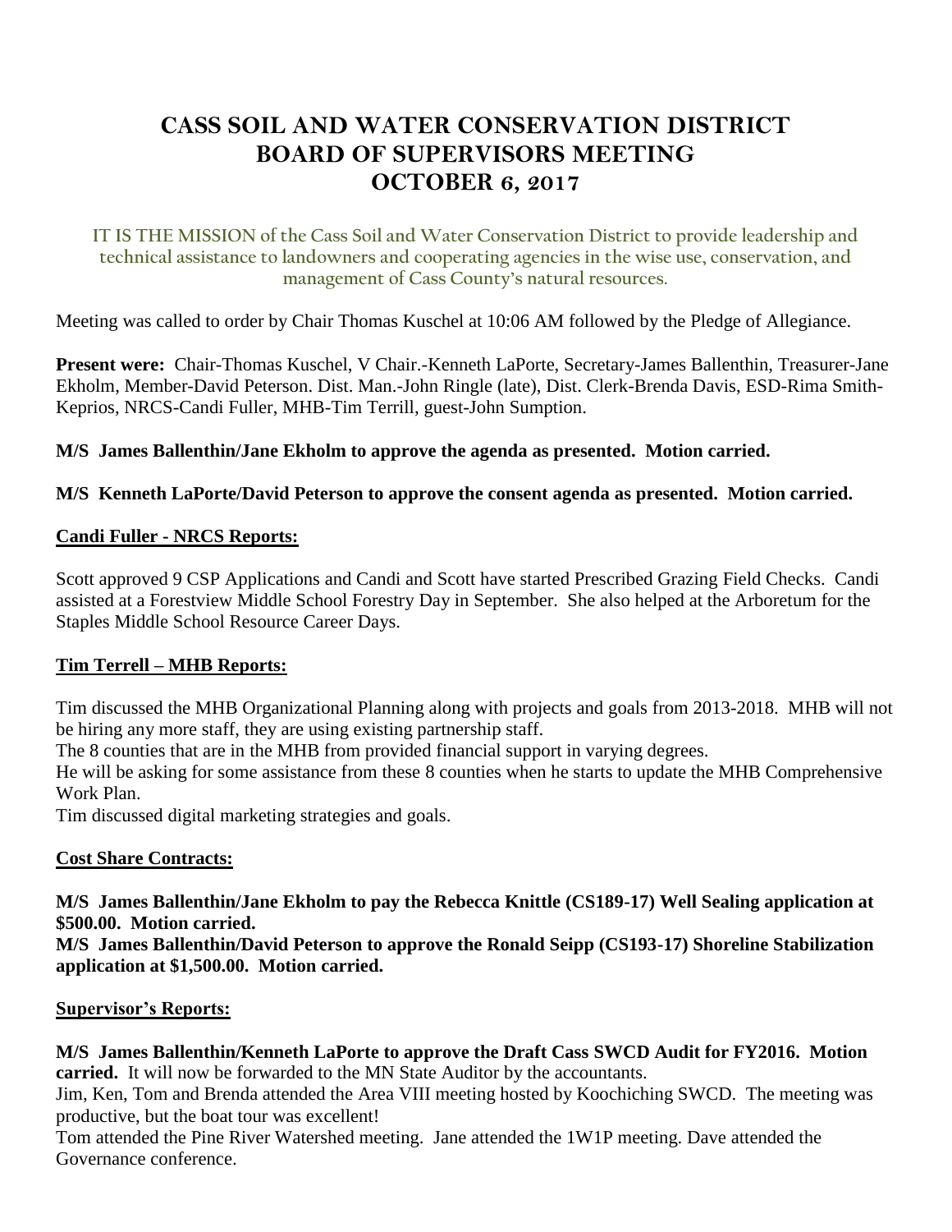# CASS SOIL AND WATER CONSERVATION DISTRICT BOARD OF SUPERVISORS MEETING OCTOBER 6, 2017

IT IS THE MISSION of the Cass Soil and Water Conservation District to provide leadership and technical assistance to landowners and cooperating agencies in the wise use, conservation, and management of Cass County's natural resources.

Meeting was called to order by Chair Thomas Kuschel at 10:06 AM followed by the Pledge of Allegiance.

**Present were:** Chair-Thomas Kuschel, V Chair.-Kenneth LaPorte, Secretary-James Ballenthin, Treasurer-Jane Ekholm, Member-David Peterson. Dist. Man.-John Ringle (late), Dist. Clerk-Brenda Davis, ESD-Rima Smith-Keprios, NRCS-Candi Fuller, MHB-Tim Terrill, guest-John Sumption.

**M/S James Ballenthin/Jane Ekholm to approve the agenda as presented. Motion carried.**

**M/S Kenneth LaPorte/David Peterson to approve the consent agenda as presented. Motion carried.**

**Candi Fuller - NRCS Reports:**

Scott approved 9 CSP Applications and Candi and Scott have started Prescribed Grazing Field Checks. Candi assisted at a Forestview Middle School Forestry Day in September. She also helped at the Arboretum for the Staples Middle School Resource Career Days.

**Tim Terrell – MHB Reports:**

Tim discussed the MHB Organizational Planning along with projects and goals from 2013-2018. MHB will not be hiring any more staff, they are using existing partnership staff.

The 8 counties that are in the MHB from provided financial support in varying degrees.

He will be asking for some assistance from these 8 counties when he starts to update the MHB Comprehensive Work Plan.

Tim discussed digital marketing strategies and goals.

**Cost Share Contracts:**

**M/S James Ballenthin/Jane Ekholm to pay the Rebecca Knittle (CS189-17) Well Sealing application at $500.00. Motion carried.**

**M/S James Ballenthin/David Peterson to approve the Ronald Seipp (CS193-17) Shoreline Stabilization application at $1,500.00. Motion carried.**

**Supervisor's Reports:**

**M/S James Ballenthin/Kenneth LaPorte to approve the Draft Cass SWCD Audit for FY2016. Motion carried.** It will now be forwarded to the MN State Auditor by the accountants.

Jim, Ken, Tom and Brenda attended the Area VIII meeting hosted by Koochiching SWCD. The meeting was productive, but the boat tour was excellent!

Tom attended the Pine River Watershed meeting. Jane attended the 1W1P meeting. Dave attended the Governance conference.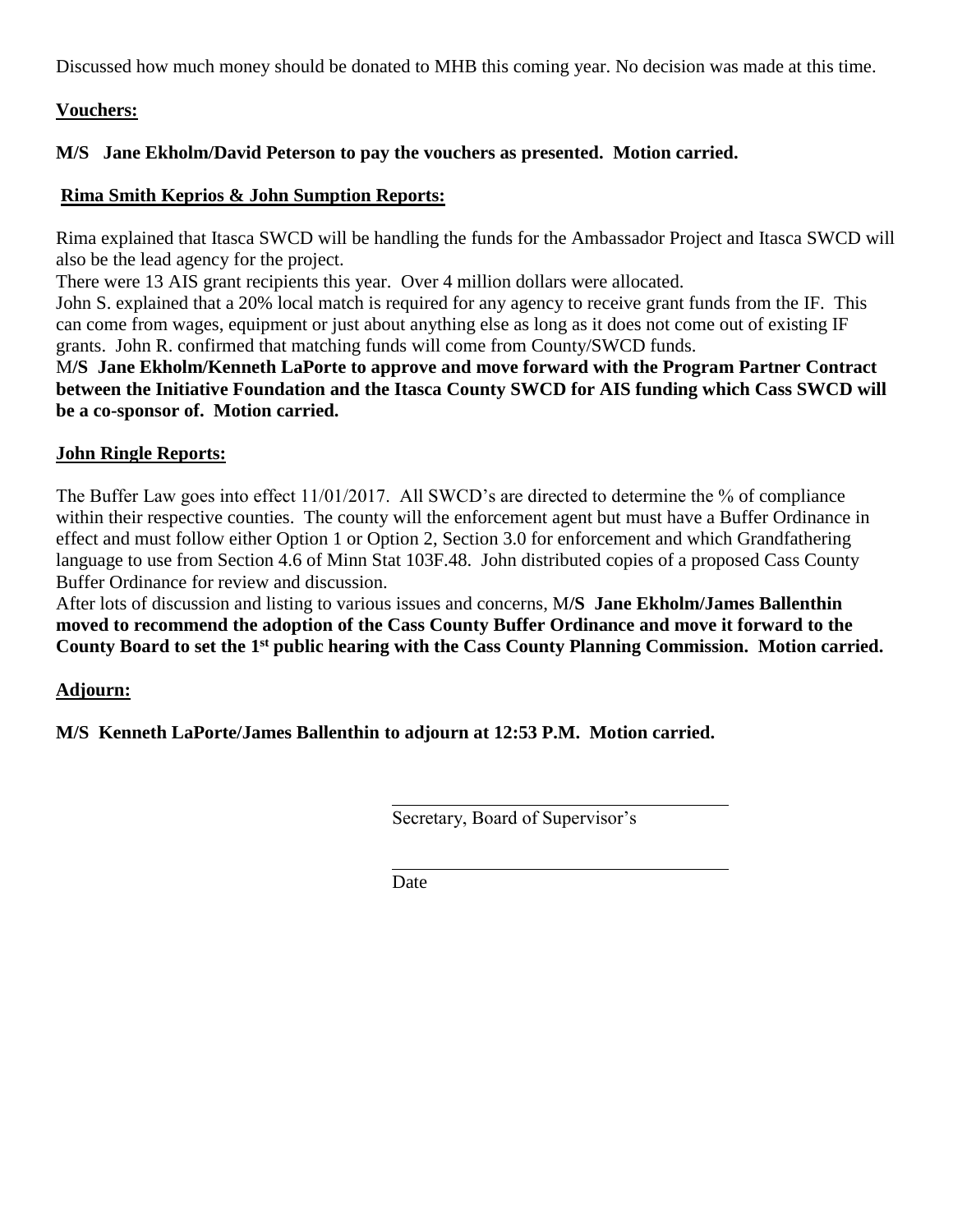Discussed how much money should be donated to MHB this coming year. No decision was made at this time.

**Vouchers:**

**M/S Jane Ekholm/David Peterson to pay the vouchers as presented. Motion carried.**

**Rima Smith Keprios & John Sumption Reports:**

Rima explained that Itasca SWCD will be handling the funds for the Ambassador Project and Itasca SWCD will also be the lead agency for the project.
There were 13 AIS grant recipients this year. Over 4 million dollars were allocated.
John S. explained that a 20% local match is required for any agency to receive grant funds from the IF. This can come from wages, equipment or just about anything else as long as it does not come out of existing IF grants. John R. confirmed that matching funds will come from County/SWCD funds.
M**/S Jane Ekholm/Kenneth LaPorte to approve and move forward with the Program Partner Contract between the Initiative Foundation and the Itasca County SWCD for AIS funding which Cass SWCD will be a co-sponsor of. Motion carried.**

**John Ringle Reports:**

The Buffer Law goes into effect 11/01/2017. All SWCD's are directed to determine the % of compliance within their respective counties. The county will the enforcement agent but must have a Buffer Ordinance in effect and must follow either Option 1 or Option 2, Section 3.0 for enforcement and which Grandfathering language to use from Section 4.6 of Minn Stat 103F.48. John distributed copies of a proposed Cass County Buffer Ordinance for review and discussion.
After lots of discussion and listing to various issues and concerns, M**/S Jane Ekholm/James Ballenthin moved to recommend the adoption of the Cass County Buffer Ordinance and move it forward to the County Board to set the 1st public hearing with the Cass County Planning Commission. Motion carried.**

**Adjourn:**

**M/S Kenneth LaPorte/James Ballenthin to adjourn at 12:53 P.M. Motion carried.**

Secretary, Board of Supervisor's

Date